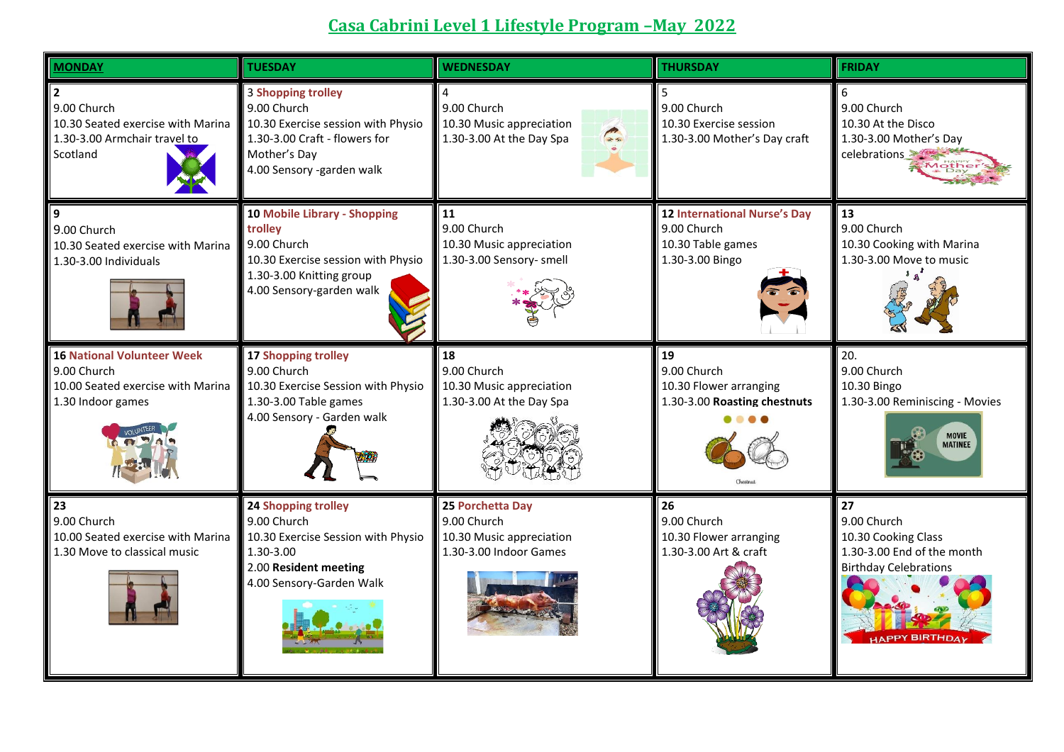# Casa Cabrini Level 1 Lifestyle Program –May 2022

| MONDAY | TUESDAY | WEDNESDAY | THURSDAY | FRIDAY |
|---|---|---|---|---|
| **2**<br>9.00 Church<br>10.30 Seated exercise with Marina<br>1.30-3.00 Armchair travel to Scotland | 3 **Shopping trolley**<br>9.00 Church<br>10.30 Exercise session with Physio<br>1.30-3.00 Craft - flowers for Mother's Day<br>4.00 Sensory -garden walk | 4<br>9.00 Church<br>10.30 Music appreciation<br>1.30-3.00 At the Day Spa | 5<br>9.00 Church<br>10.30 Exercise session<br>1.30-3.00 Mother's Day craft | 6<br>9.00 Church<br>10.30 At the Disco<br>1.30-3.00 Mother's Day celebrations |
| **9**<br>9.00 Church<br>10.30 Seated exercise with Marina<br>1.30-3.00 Individuals | **10 Mobile Library - Shopping trolley**<br>9.00 Church<br>10.30 Exercise session with Physio<br>1.30-3.00 Knitting group<br>4.00 Sensory-garden walk | **11**<br>9.00 Church<br>10.30 Music appreciation<br>1.30-3.00 Sensory- smell | **12 International Nurse's Day**<br>9.00 Church<br>10.30 Table games<br>1.30-3.00 Bingo | **13**<br>9.00 Church<br>10.30 Cooking with Marina<br>1.30-3.00 Move to music |
| **16 National Volunteer Week**<br>9.00 Church<br>10.00 Seated exercise with Marina<br>1.30 Indoor games | **17 Shopping trolley**<br>9.00 Church<br>10.30 Exercise Session with Physio<br>1.30-3.00 Table games<br>4.00 Sensory - Garden walk | **18**<br>9.00 Church<br>10.30 Music appreciation<br>1.30-3.00 At the Day Spa | **19**<br>9.00 Church<br>10.30 Flower arranging<br>1.30-3.00 **Roasting chestnuts** | 20.<br>9.00 Church<br>10.30 Bingo<br>1.30-3.00 Reminiscing - Movies |
| **23**<br>9.00 Church<br>10.00 Seated exercise with Marina<br>1.30 Move to classical music | **24 Shopping trolley**<br>9.00 Church<br>10.30 Exercise Session with Physio<br>1.30-3.00<br>2.00 **Resident meeting**<br>4.00 Sensory-Garden Walk | **25 Porchetta Day**<br>9.00 Church<br>10.30 Music appreciation<br>1.30-3.00 Indoor Games | **26**<br>9.00 Church<br>10.30 Flower arranging<br>1.30-3.00 Art & craft | **27**<br>9.00 Church<br>10.30 Cooking Class<br>1.30-3.00 End of the month Birthday Celebrations |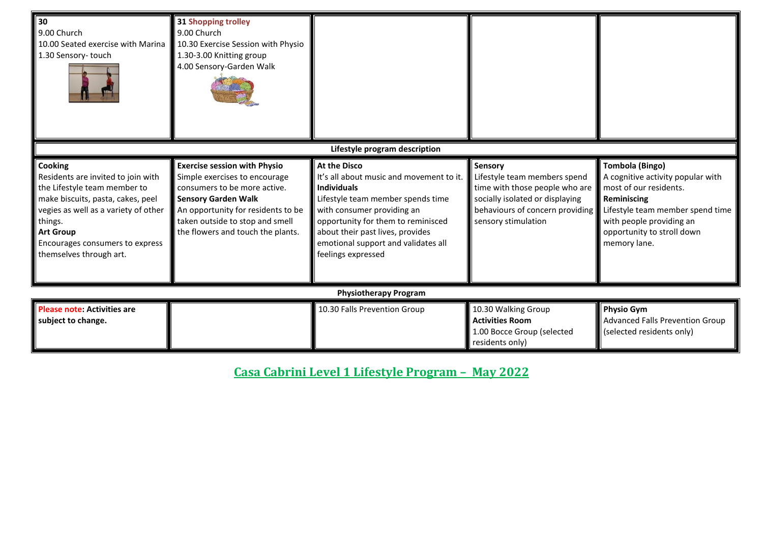| | | | | |
|---|---|---|---|---|
| **30**<br>9.00 Church<br>10.00 Seated exercise with Marina<br>1.30 Sensory- touch | **31 Shopping trolley**<br>9.00 Church<br>10.30 Exercise Session with Physio<br>1.30-3.00 Knitting group<br>4.00 Sensory-Garden Walk | | | |

**Lifestyle program description**

| | | | | |
|---|---|---|---|---|
| **Cooking**<br>Residents are invited to join with the Lifestyle team member to make biscuits, pasta, cakes, peel vegies as well as a variety of other things.<br>**Art Group**<br>Encourages consumers to express themselves through art. | **Exercise session with Physio**<br>Simple exercises to encourage consumers to be more active.<br>**Sensory Garden Walk**<br>An opportunity for residents to be taken outside to stop and smell the flowers and touch the plants. | **At the Disco**<br>It's all about music and movement to it.<br>**Individuals**<br>Lifestyle team member spends time with consumer providing an opportunity for them to reminisced about their past lives, provides emotional support and validates all feelings expressed | **Sensory**<br>Lifestyle team members spend time with those people who are socially isolated or displaying behaviours of concern providing sensory stimulation | **Tombola (Bingo)**<br>A cognitive activity popular with most of our residents.<br>**Reminiscing**<br>Lifestyle team member spend time with people providing an opportunity to stroll down memory lane. |

**Physiotherapy Program**

| | | | | |
|---|---|---|---|---|
| **Please note: Activities are subject to change.** | | 10.30 Falls Prevention Group | 10.30 Walking Group<br>**Activities Room**<br>1.00 Bocce Group (selected residents only) | **Physio Gym**<br>Advanced Falls Prevention Group (selected residents only) |

## Casa Cabrini Level 1 Lifestyle Program – May 2022